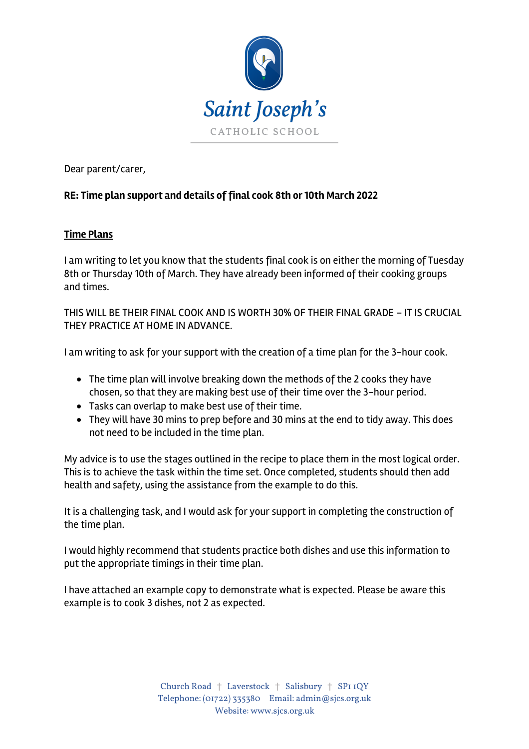# Saint Joseph's

CATHOLIC SCHOOL

Dear parent/carer,

**RE: Time plan support and details of final cook 8th or 10th March 2022**

**Time Plans**

I am writing to let you know that the students final cook is on either the morning of Tuesday 8th or Thursday 10th of March. They have already been informed of their cooking groups and times.

THIS WILL BE THEIR FINAL COOK AND IS WORTH 30% OF THEIR FINAL GRADE – IT IS CRUCIAL THEY PRACTICE AT HOME IN ADVANCE.

I am writing to ask for your support with the creation of a time plan for the 3-hour cook.

- The time plan will involve breaking down the methods of the 2 cooks they have chosen, so that they are making best use of their time over the 3-hour period.
- Tasks can overlap to make best use of their time.
- They will have 30 mins to prep before and 30 mins at the end to tidy away. This does not need to be included in the time plan.

My advice is to use the stages outlined in the recipe to place them in the most logical order. This is to achieve the task within the time set. Once completed, students should then add health and safety, using the assistance from the example to do this.

It is a challenging task, and I would ask for your support in completing the construction of the time plan.

I would highly recommend that students practice both dishes and use this information to put the appropriate timings in their time plan.

I have attached an example copy to demonstrate what is expected. Please be aware this example is to cook 3 dishes, not 2 as expected.

Church Road † Laverstock † Salisbury † SP1 1QY
Telephone: (01722) 335380 Email: admin@sjcs.org.uk
Website: www.sjcs.org.uk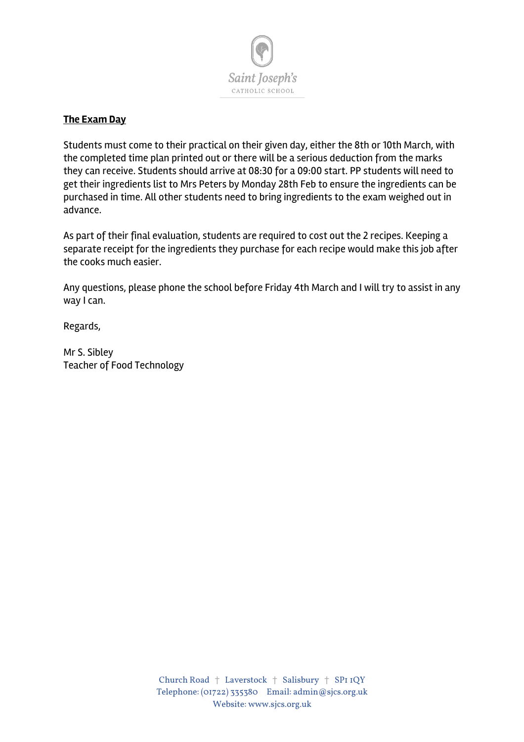**The Exam Day**

Students must come to their practical on their given day, either the 8th or 10th March, with the completed time plan printed out or there will be a serious deduction from the marks they can receive. Students should arrive at 08:30 for a 09:00 start. PP students will need to get their ingredients list to Mrs Peters by Monday 28th Feb to ensure the ingredients can be purchased in time. All other students need to bring ingredients to the exam weighed out in advance.

As part of their final evaluation, students are required to cost out the 2 recipes. Keeping a separate receipt for the ingredients they purchase for each recipe would make this job after the cooks much easier.

Any questions, please phone the school before Friday 4th March and I will try to assist in any way I can.

Regards,

Mr S. Sibley
Teacher of Food Technology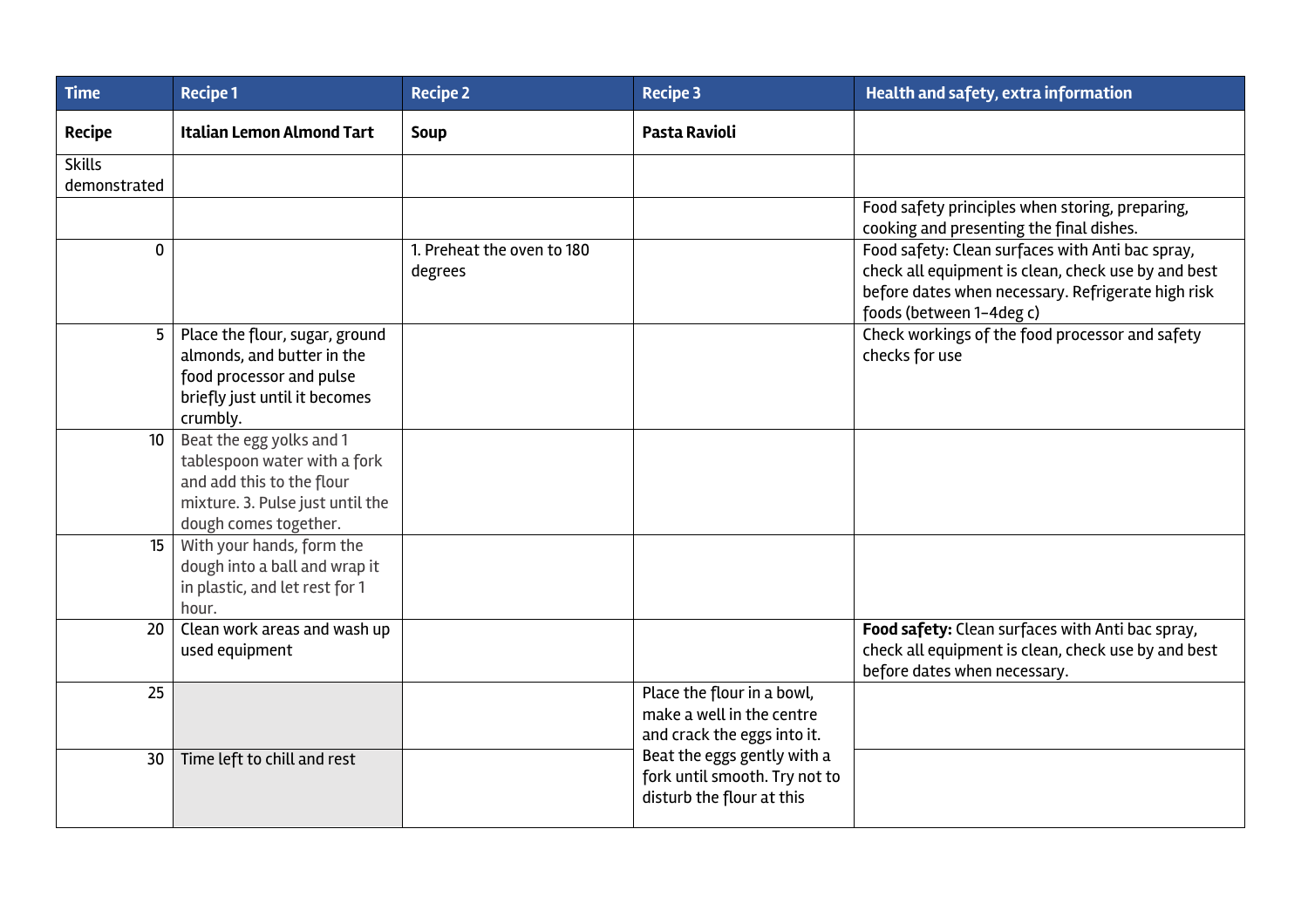| Time | Recipe 1 | Recipe 2 | Recipe 3 | Health and safety, extra information |
| --- | --- | --- | --- | --- |
| **Recipe** | **Italian Lemon Almond Tart** | **Soup** | **Pasta Ravioli** | |
| Skills demonstrated | | | | |
| | | | | Food safety principles when storing, preparing, cooking and presenting the final dishes. |
| 0 | | 1. Preheat the oven to 180 degrees | | Food safety: Clean surfaces with Anti bac spray, check all equipment is clean, check use by and best before dates when necessary. Refrigerate high risk foods (between 1-4deg c) |
| 5 | Place the flour, sugar, ground almonds, and butter in the food processor and pulse briefly just until it becomes crumbly. | | | Check workings of the food processor and safety checks for use |
| 10 | Beat the egg yolks and 1 tablespoon water with a fork and add this to the flour mixture. 3. Pulse just until the dough comes together. | | | |
| 15 | With your hands, form the dough into a ball and wrap it in plastic, and let rest for 1 hour. | | | |
| 20 | Clean work areas and wash up used equipment | | | **Food safety:** Clean surfaces with Anti bac spray, check all equipment is clean, check use by and best before dates when necessary. |
| 25 | | | Place the flour in a bowl, make a well in the centre and crack the eggs into it. Beat the eggs gently with a fork until smooth. Try not to disturb the flour at this | |
| 30 | Time left to chill and rest | | | |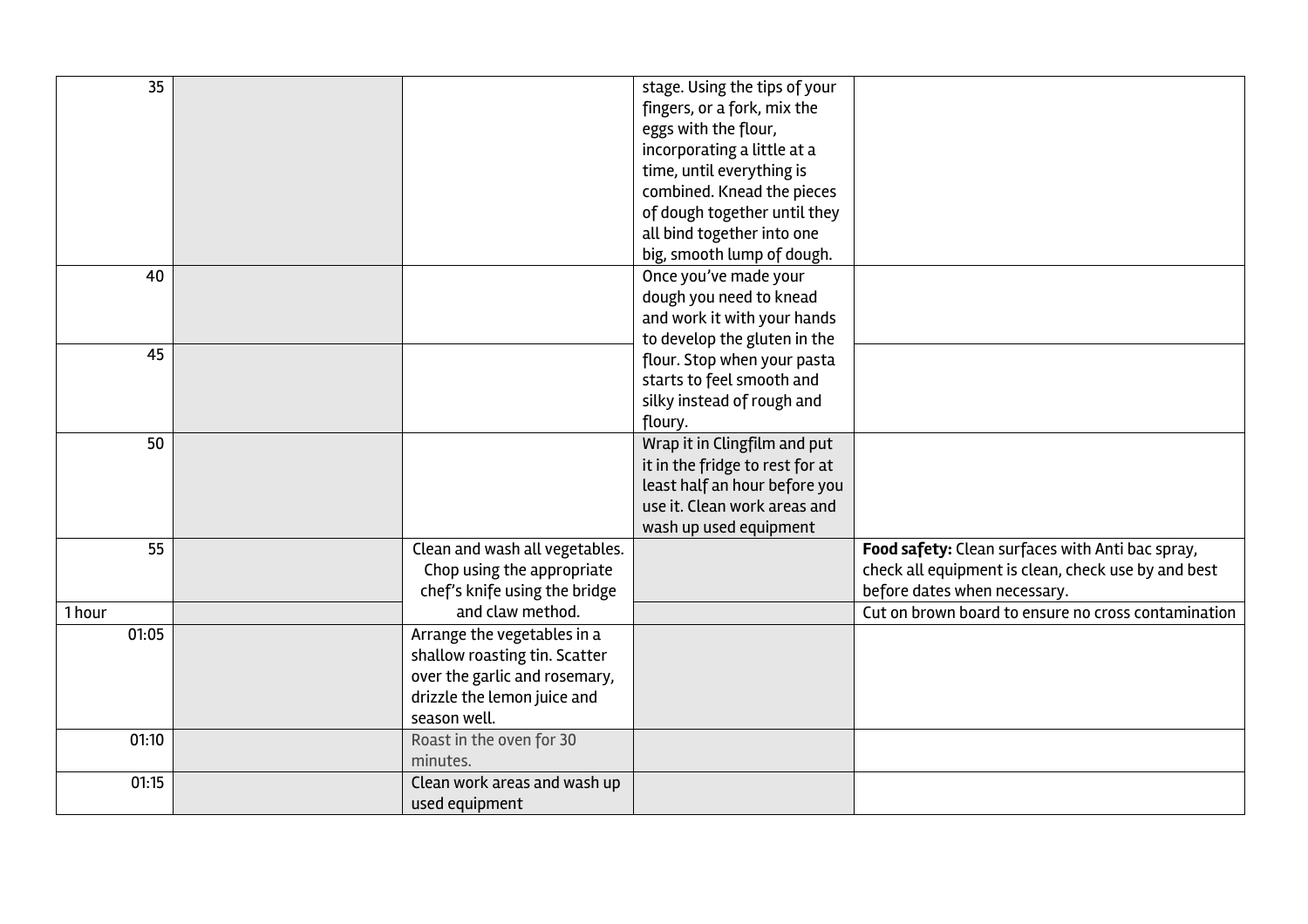| | | | | |
|---|---|---|---|---|
| 35 | | | stage. Using the tips of your fingers, or a fork, mix the eggs with the flour, incorporating a little at a time, until everything is combined. Knead the pieces of dough together until they all bind together into one big, smooth lump of dough. | |
| 40 | | | Once you've made your dough you need to knead and work it with your hands to develop the gluten in the flour. Stop when your pasta starts to feel smooth and silky instead of rough and floury. | |
| 45 | | | | |
| 50 | | | Wrap it in Clingfilm and put it in the fridge to rest for at least half an hour before you use it. Clean work areas and wash up used equipment | |
| 55 | | Clean and wash all vegetables. Chop using the appropriate chef's knife using the bridge and claw method. | | **Food safety:** Clean surfaces with Anti bac spray, check all equipment is clean, check use by and best before dates when necessary. |
| 1 hour | | | | Cut on brown board to ensure no cross contamination |
| 01:05 | | Arrange the vegetables in a shallow roasting tin. Scatter over the garlic and rosemary, drizzle the lemon juice and season well. | | |
| 01:10 | | Roast in the oven for 30 minutes. | | |
| 01:15 | | Clean work areas and wash up used equipment | | |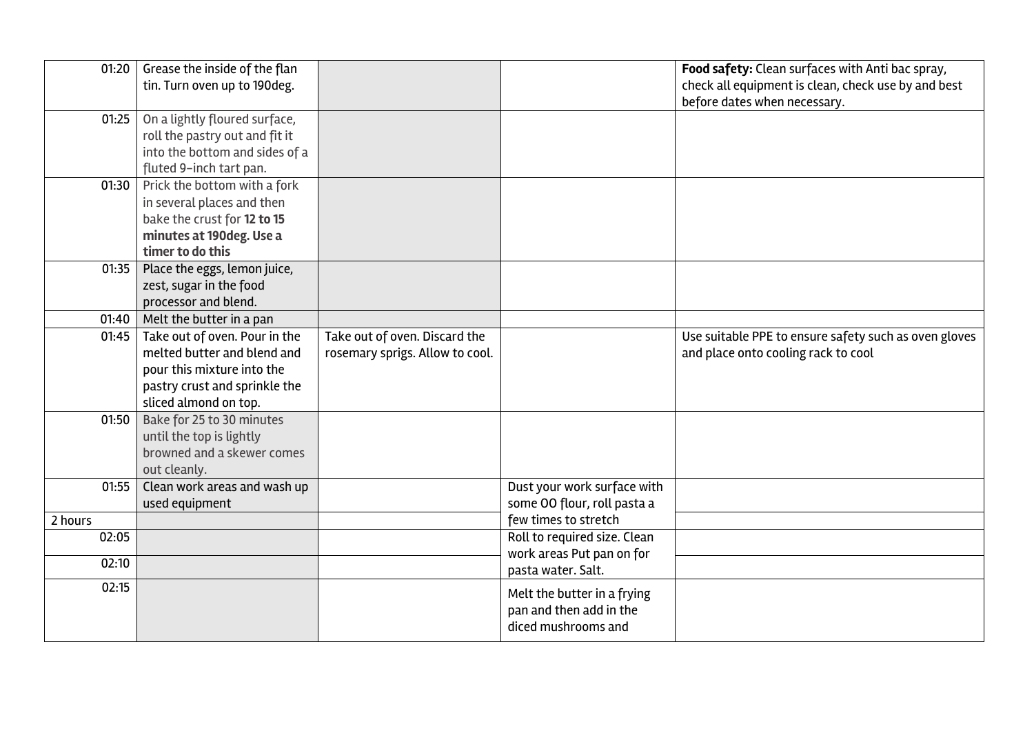| | | | | |
|---|---|---|---|---|
| 01:20 | Grease the inside of the flan tin. Turn oven up to 190deg. | | | **Food safety:** Clean surfaces with Anti bac spray, check all equipment is clean, check use by and best before dates when necessary. |
| 01:25 | On a lightly floured surface, roll the pastry out and fit it into the bottom and sides of a fluted 9-inch tart pan. | | | |
| 01:30 | Prick the bottom with a fork in several places and then bake the crust for **12 to 15 minutes at 190deg. Use a timer to do this** | | | |
| 01:35 | Place the eggs, lemon juice, zest, sugar in the food processor and blend. | | | |
| 01:40 | Melt the butter in a pan | | | |
| 01:45 | Take out of oven. Pour in the melted butter and blend and pour this mixture into the pastry crust and sprinkle the sliced almond on top. | Take out of oven. Discard the rosemary sprigs. Allow to cool. | | Use suitable PPE to ensure safety such as oven gloves and place onto cooling rack to cool |
| 01:50 | Bake for 25 to 30 minutes until the top is lightly browned and a skewer comes out cleanly. | | | |
| 01:55 | Clean work areas and wash up used equipment | | Dust your work surface with some 00 flour, roll pasta a few times to stretch | |
| 2 hours | | | | |
| 02:05 | | | Roll to required size. Clean work areas Put pan on for pasta water. Salt. | |
| 02:10 | | | | |
| 02:15 | | | Melt the butter in a frying pan and then add in the diced mushrooms and | |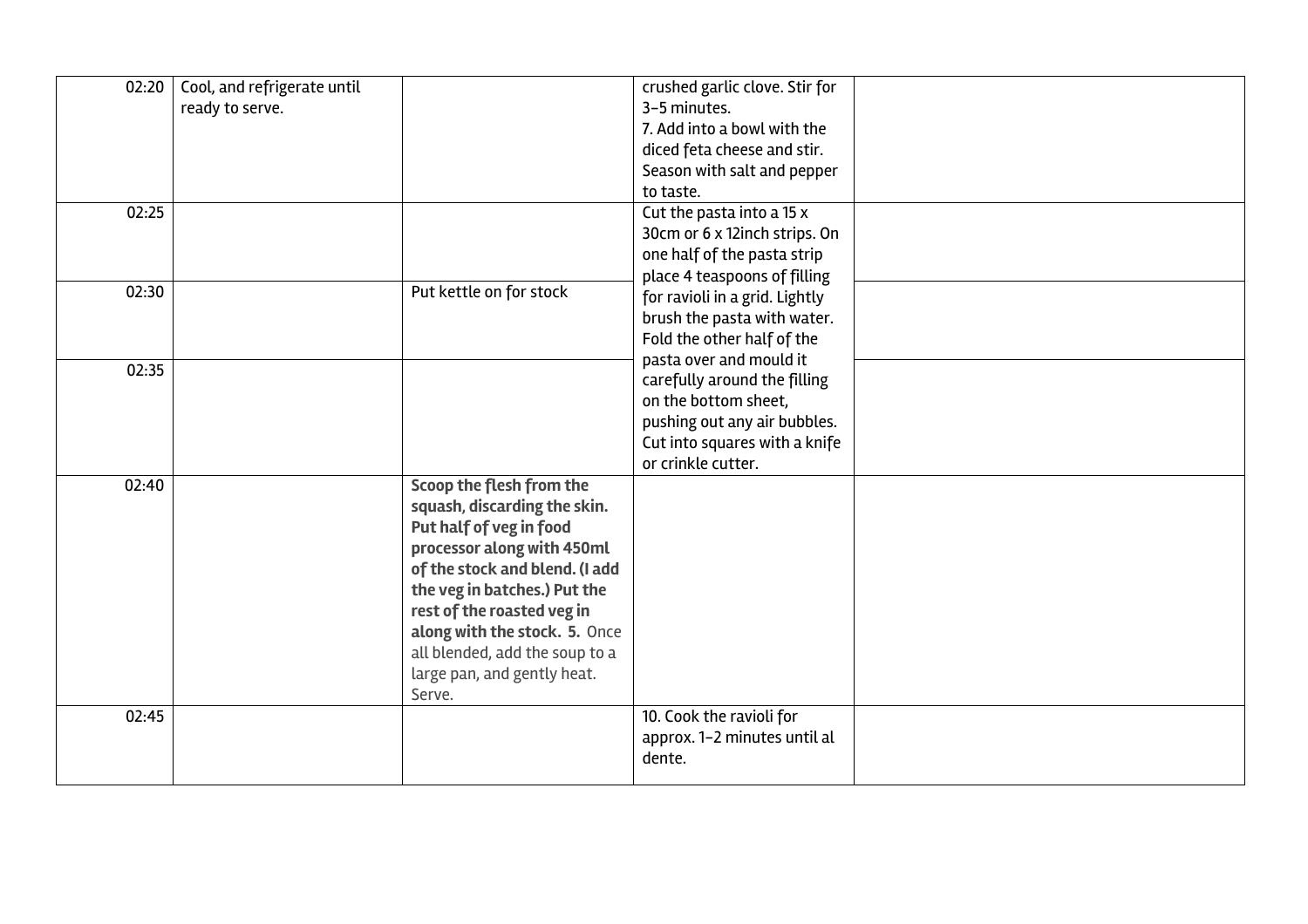| | | | | |
|---|---|---|---|---|
| 02:20 | Cool, and refrigerate until ready to serve. | | crushed garlic clove. Stir for 3-5 minutes.<br>7. Add into a bowl with the diced feta cheese and stir. Season with salt and pepper to taste. | |
| 02:25 | | | Cut the pasta into a 15 x 30cm or 6 x 12inch strips. On one half of the pasta strip place 4 teaspoons of filling for ravioli in a grid. Lightly brush the pasta with water. Fold the other half of the pasta over and mould it carefully around the filling on the bottom sheet, pushing out any air bubbles. Cut into squares with a knife or crinkle cutter. | |
| 02:30 | | Put kettle on for stock | | |
| 02:35 | | | | |
| 02:40 | | **Scoop the flesh from the squash, discarding the skin. Put half of veg in food processor along with 450ml of the stock and blend. (I add the veg in batches.) Put the rest of the roasted veg in along with the stock. 5.** Once all blended, add the soup to a large pan, and gently heat. Serve. | | |
| 02:45 | | | 10. Cook the ravioli for approx. 1-2 minutes until al dente. | |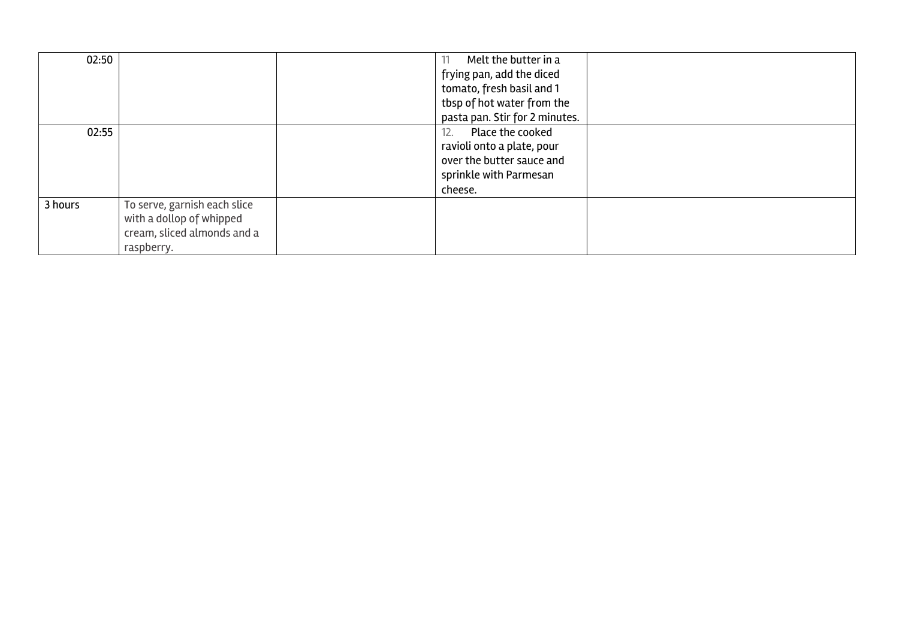| | | | | |
|---|---|---|---|---|
| 02:50 | | | 11 Melt the butter in a frying pan, add the diced tomato, fresh basil and 1 tbsp of hot water from the pasta pan. Stir for 2 minutes. | |
| 02:55 | | | 12. Place the cooked ravioli onto a plate, pour over the butter sauce and sprinkle with Parmesan cheese. | |
| 3 hours | To serve, garnish each slice with a dollop of whipped cream, sliced almonds and a raspberry. | | | |